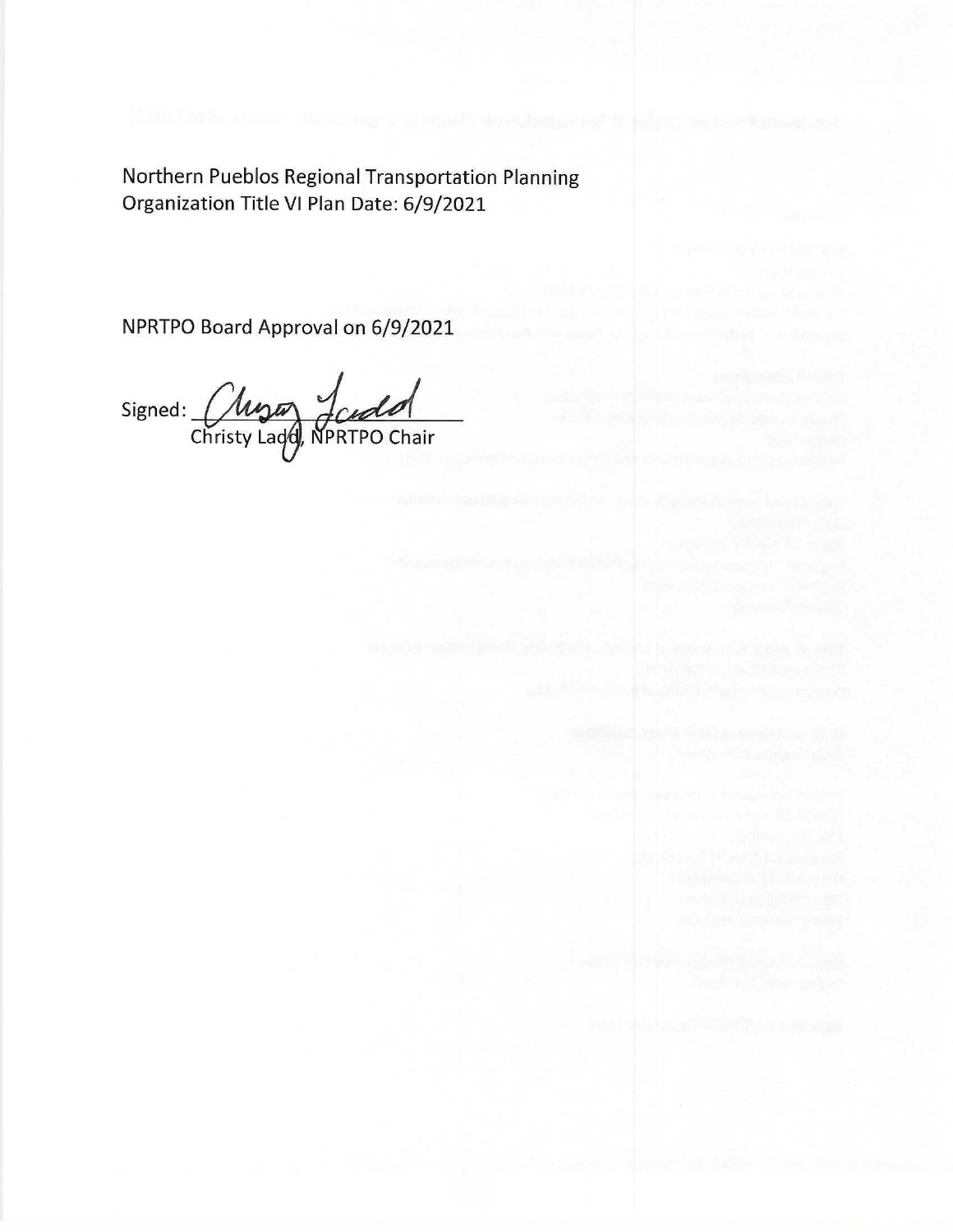Northern Pueblos Regional Transportation Planning Organization Title VI Plan Date: 6/9/2021

NPRTPO Board Approval on 6/9/2021

Signed: Christy Ladd, NPRTPO Chair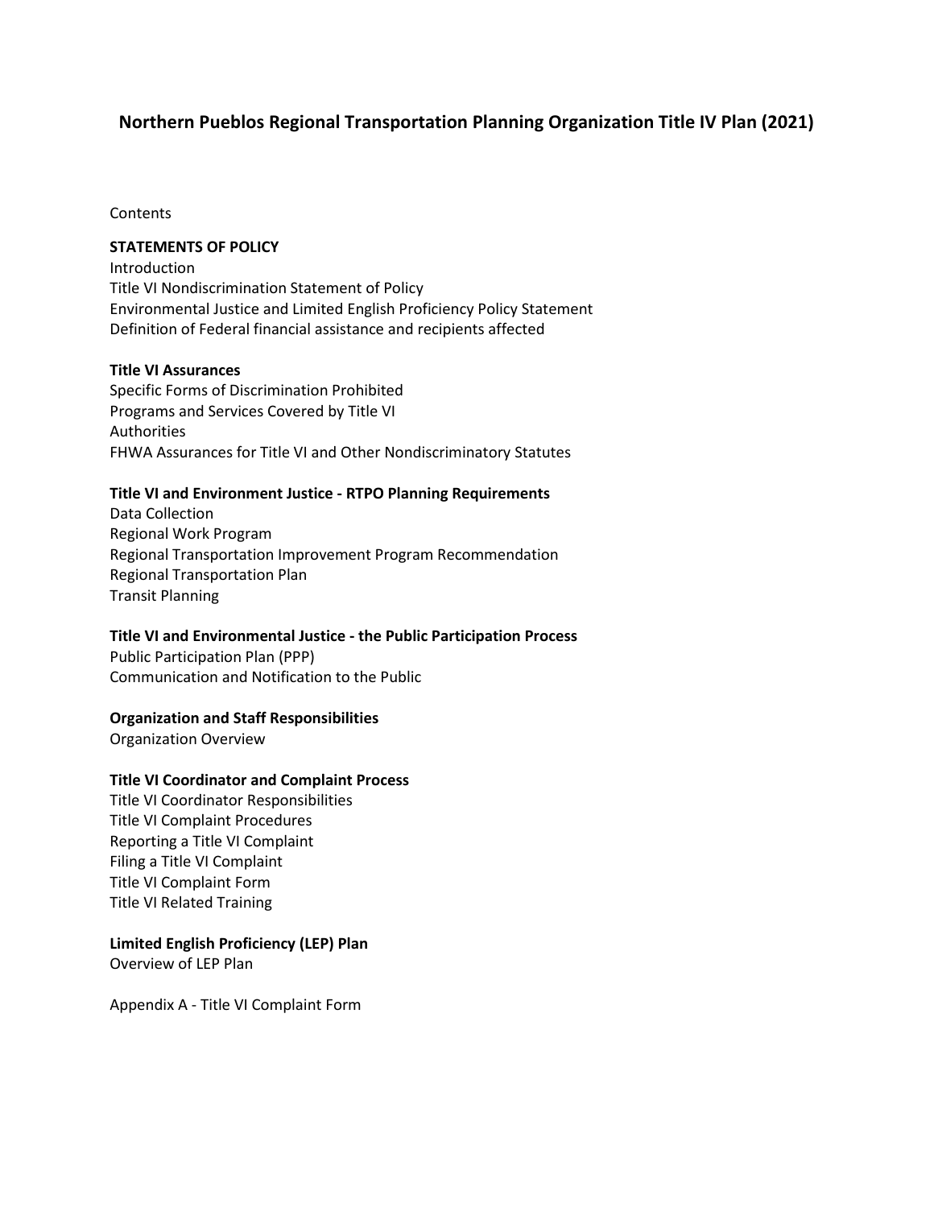# Northern Pueblos Regional Transportation Planning Organization Title IV Plan (2021)

Contents

**STATEMENTS OF POLICY**
Introduction
Title VI Nondiscrimination Statement of Policy
Environmental Justice and Limited English Proficiency Policy Statement
Definition of Federal financial assistance and recipients affected

**Title VI Assurances**
Specific Forms of Discrimination Prohibited
Programs and Services Covered by Title VI
Authorities
FHWA Assurances for Title VI and Other Nondiscriminatory Statutes

**Title VI and Environment Justice - RTPO Planning Requirements**
Data Collection
Regional Work Program
Regional Transportation Improvement Program Recommendation
Regional Transportation Plan
Transit Planning

**Title VI and Environmental Justice - the Public Participation Process**
Public Participation Plan (PPP)
Communication and Notification to the Public

**Organization and Staff Responsibilities**
Organization Overview

**Title VI Coordinator and Complaint Process**
Title VI Coordinator Responsibilities
Title VI Complaint Procedures
Reporting a Title VI Complaint
Filing a Title VI Complaint
Title VI Complaint Form
Title VI Related Training

**Limited English Proficiency (LEP) Plan**
Overview of LEP Plan

Appendix A - Title VI Complaint Form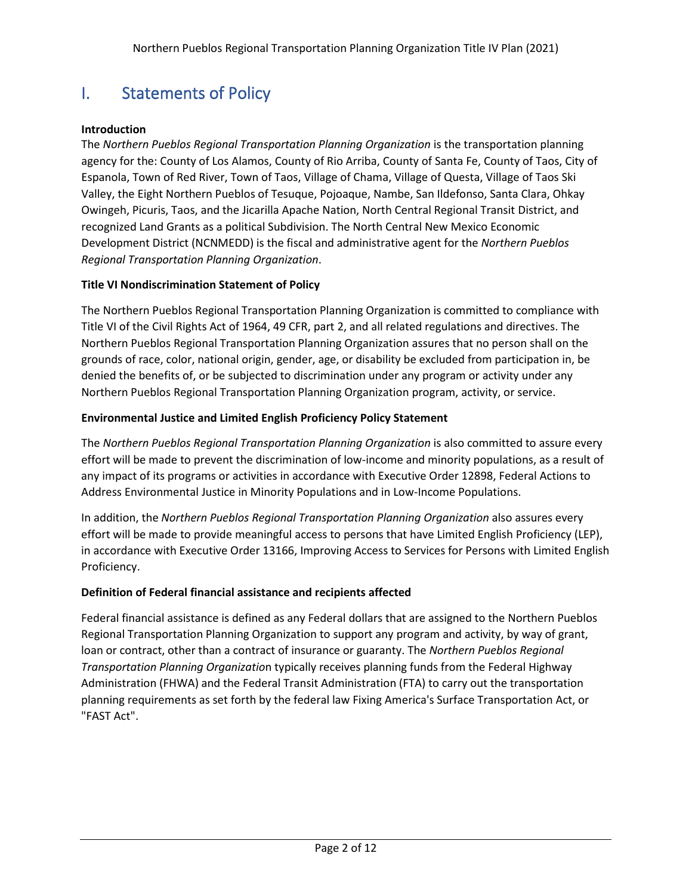# I. Statements of Policy

**Introduction**

The *Northern Pueblos Regional Transportation Planning Organization* is the transportation planning agency for the: County of Los Alamos, County of Rio Arriba, County of Santa Fe, County of Taos, City of Espanola, Town of Red River, Town of Taos, Village of Chama, Village of Questa, Village of Taos Ski Valley, the Eight Northern Pueblos of Tesuque, Pojoaque, Nambe, San Ildefonso, Santa Clara, Ohkay Owingeh, Picuris, Taos, and the Jicarilla Apache Nation, North Central Regional Transit District, and recognized Land Grants as a political Subdivision. The North Central New Mexico Economic Development District (NCNMEDD) is the fiscal and administrative agent for the *Northern Pueblos Regional Transportation Planning Organization*.

**Title VI Nondiscrimination Statement of Policy**

The Northern Pueblos Regional Transportation Planning Organization is committed to compliance with Title VI of the Civil Rights Act of 1964, 49 CFR, part 2, and all related regulations and directives. The Northern Pueblos Regional Transportation Planning Organization assures that no person shall on the grounds of race, color, national origin, gender, age, or disability be excluded from participation in, be denied the benefits of, or be subjected to discrimination under any program or activity under any Northern Pueblos Regional Transportation Planning Organization program, activity, or service.

**Environmental Justice and Limited English Proficiency Policy Statement**

The *Northern Pueblos Regional Transportation Planning Organization* is also committed to assure every effort will be made to prevent the discrimination of low-income and minority populations, as a result of any impact of its programs or activities in accordance with Executive Order 12898, Federal Actions to Address Environmental Justice in Minority Populations and in Low-Income Populations.

In addition, the *Northern Pueblos Regional Transportation Planning Organization* also assures every effort will be made to provide meaningful access to persons that have Limited English Proficiency (LEP), in accordance with Executive Order 13166, Improving Access to Services for Persons with Limited English Proficiency.

**Definition of Federal financial assistance and recipients affected**

Federal financial assistance is defined as any Federal dollars that are assigned to the Northern Pueblos Regional Transportation Planning Organization to support any program and activity, by way of grant, loan or contract, other than a contract of insurance or guaranty. The *Northern Pueblos Regional Transportation Planning Organization* typically receives planning funds from the Federal Highway Administration (FHWA) and the Federal Transit Administration (FTA) to carry out the transportation planning requirements as set forth by the federal law Fixing America's Surface Transportation Act, or "FAST Act".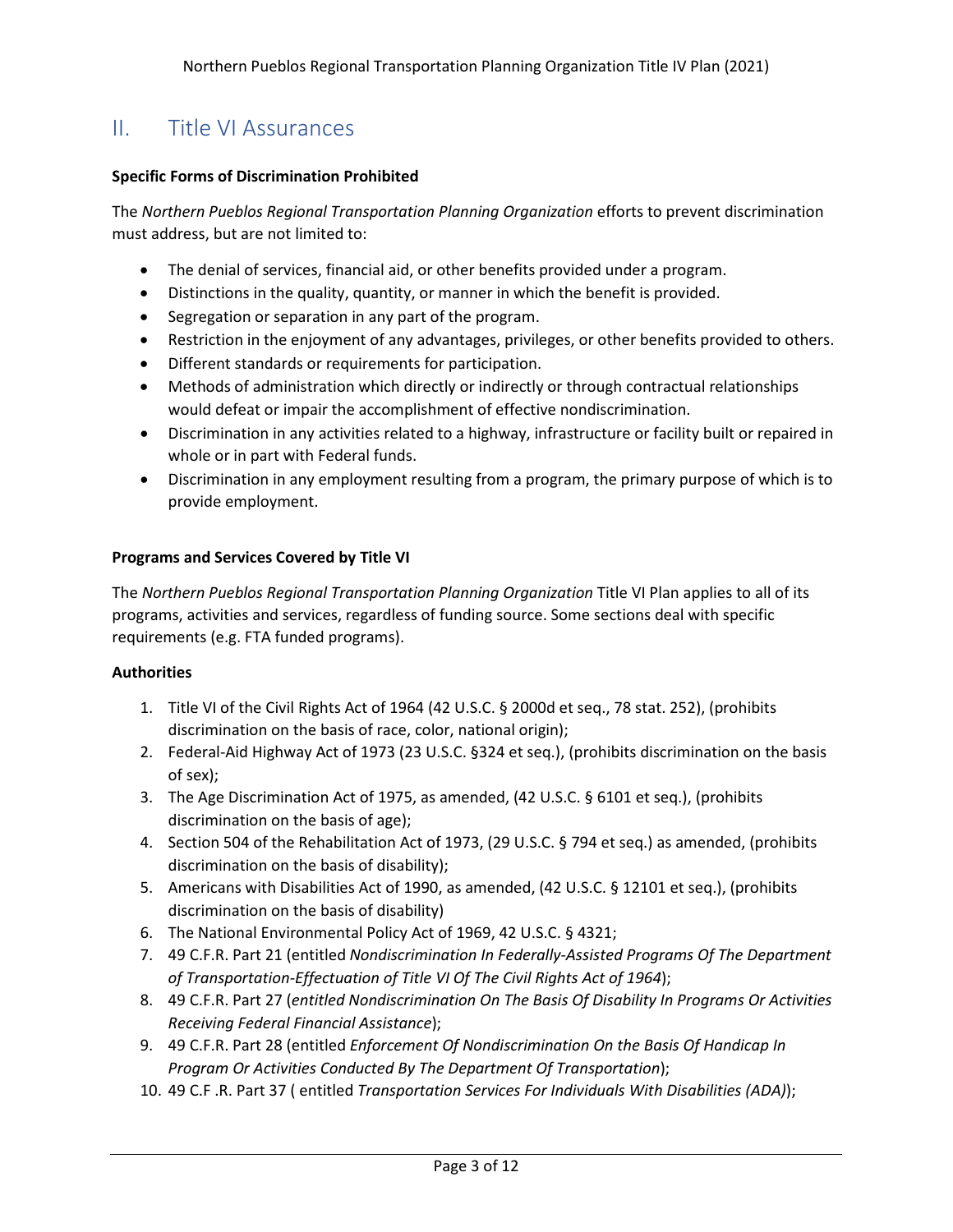## II. Title VI Assurances

**Specific Forms of Discrimination Prohibited**

The *Northern Pueblos Regional Transportation Planning Organization* efforts to prevent discrimination must address, but are not limited to:

- The denial of services, financial aid, or other benefits provided under a program.
- Distinctions in the quality, quantity, or manner in which the benefit is provided.
- Segregation or separation in any part of the program.
- Restriction in the enjoyment of any advantages, privileges, or other benefits provided to others.
- Different standards or requirements for participation.
- Methods of administration which directly or indirectly or through contractual relationships would defeat or impair the accomplishment of effective nondiscrimination.
- Discrimination in any activities related to a highway, infrastructure or facility built or repaired in whole or in part with Federal funds.
- Discrimination in any employment resulting from a program, the primary purpose of which is to provide employment.

**Programs and Services Covered by Title VI**

The *Northern Pueblos Regional Transportation Planning Organization* Title VI Plan applies to all of its programs, activities and services, regardless of funding source. Some sections deal with specific requirements (e.g. FTA funded programs).

**Authorities**

1. Title VI of the Civil Rights Act of 1964 (42 U.S.C. § 2000d et seq., 78 stat. 252), (prohibits discrimination on the basis of race, color, national origin);
2. Federal-Aid Highway Act of 1973 (23 U.S.C. §324 et seq.), (prohibits discrimination on the basis of sex);
3. The Age Discrimination Act of 1975, as amended, (42 U.S.C. § 6101 et seq.), (prohibits discrimination on the basis of age);
4. Section 504 of the Rehabilitation Act of 1973, (29 U.S.C. § 794 et seq.) as amended, (prohibits discrimination on the basis of disability);
5. Americans with Disabilities Act of 1990, as amended, (42 U.S.C. § 12101 et seq.), (prohibits discrimination on the basis of disability)
6. The National Environmental Policy Act of 1969, 42 U.S.C. § 4321;
7. 49 C.F.R. Part 21 (entitled *Nondiscrimination In Federally-Assisted Programs Of The Department of Transportation-Effectuation of Title VI Of The Civil Rights Act of 1964*);
8. 49 C.F.R. Part 27 (*entitled Nondiscrimination On The Basis Of Disability In Programs Or Activities Receiving Federal Financial Assistance*);
9. 49 C.F.R. Part 28 (entitled *Enforcement Of Nondiscrimination On the Basis Of Handicap In Program Or Activities Conducted By The Department Of Transportation*);
10. 49 C.F .R. Part 37 ( entitled *Transportation Services For Individuals With Disabilities (ADA)*);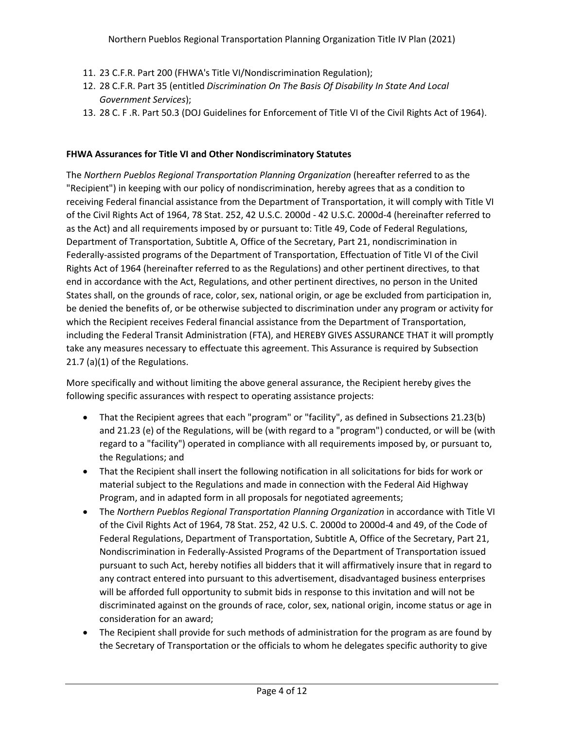11. 23 C.F.R. Part 200 (FHWA's Title VI/Nondiscrimination Regulation);
12. 28 C.F.R. Part 35 (entitled *Discrimination On The Basis Of Disability In State And Local Government Services*);
13. 28 C. F .R. Part 50.3 (DOJ Guidelines for Enforcement of Title VI of the Civil Rights Act of 1964).

**FHWA Assurances for Title VI and Other Nondiscriminatory Statutes**

The *Northern Pueblos Regional Transportation Planning Organization* (hereafter referred to as the "Recipient") in keeping with our policy of nondiscrimination, hereby agrees that as a condition to receiving Federal financial assistance from the Department of Transportation, it will comply with Title VI of the Civil Rights Act of 1964, 78 Stat. 252, 42 U.S.C. 2000d - 42 U.S.C. 2000d-4 (hereinafter referred to as the Act) and all requirements imposed by or pursuant to: Title 49, Code of Federal Regulations, Department of Transportation, Subtitle A, Office of the Secretary, Part 21, nondiscrimination in Federally-assisted programs of the Department of Transportation, Effectuation of Title VI of the Civil Rights Act of 1964 (hereinafter referred to as the Regulations) and other pertinent directives, to that end in accordance with the Act, Regulations, and other pertinent directives, no person in the United States shall, on the grounds of race, color, sex, national origin, or age be excluded from participation in, be denied the benefits of, or be otherwise subjected to discrimination under any program or activity for which the Recipient receives Federal financial assistance from the Department of Transportation, including the Federal Transit Administration (FTA), and HEREBY GIVES ASSURANCE THAT it will promptly take any measures necessary to effectuate this agreement. This Assurance is required by Subsection 21.7 (a)(1) of the Regulations.

More specifically and without limiting the above general assurance, the Recipient hereby gives the following specific assurances with respect to operating assistance projects:

- That the Recipient agrees that each "program" or "facility", as defined in Subsections 21.23(b) and 21.23 (e) of the Regulations, will be (with regard to a "program") conducted, or will be (with regard to a "facility") operated in compliance with all requirements imposed by, or pursuant to, the Regulations; and
- That the Recipient shall insert the following notification in all solicitations for bids for work or material subject to the Regulations and made in connection with the Federal Aid Highway Program, and in adapted form in all proposals for negotiated agreements;
- The *Northern Pueblos Regional Transportation Planning Organization* in accordance with Title VI of the Civil Rights Act of 1964, 78 Stat. 252, 42 U.S. C. 2000d to 2000d-4 and 49, of the Code of Federal Regulations, Department of Transportation, Subtitle A, Office of the Secretary, Part 21, Nondiscrimination in Federally-Assisted Programs of the Department of Transportation issued pursuant to such Act, hereby notifies all bidders that it will affirmatively insure that in regard to any contract entered into pursuant to this advertisement, disadvantaged business enterprises will be afforded full opportunity to submit bids in response to this invitation and will not be discriminated against on the grounds of race, color, sex, national origin, income status or age in consideration for an award;
- The Recipient shall provide for such methods of administration for the program as are found by the Secretary of Transportation or the officials to whom he delegates specific authority to give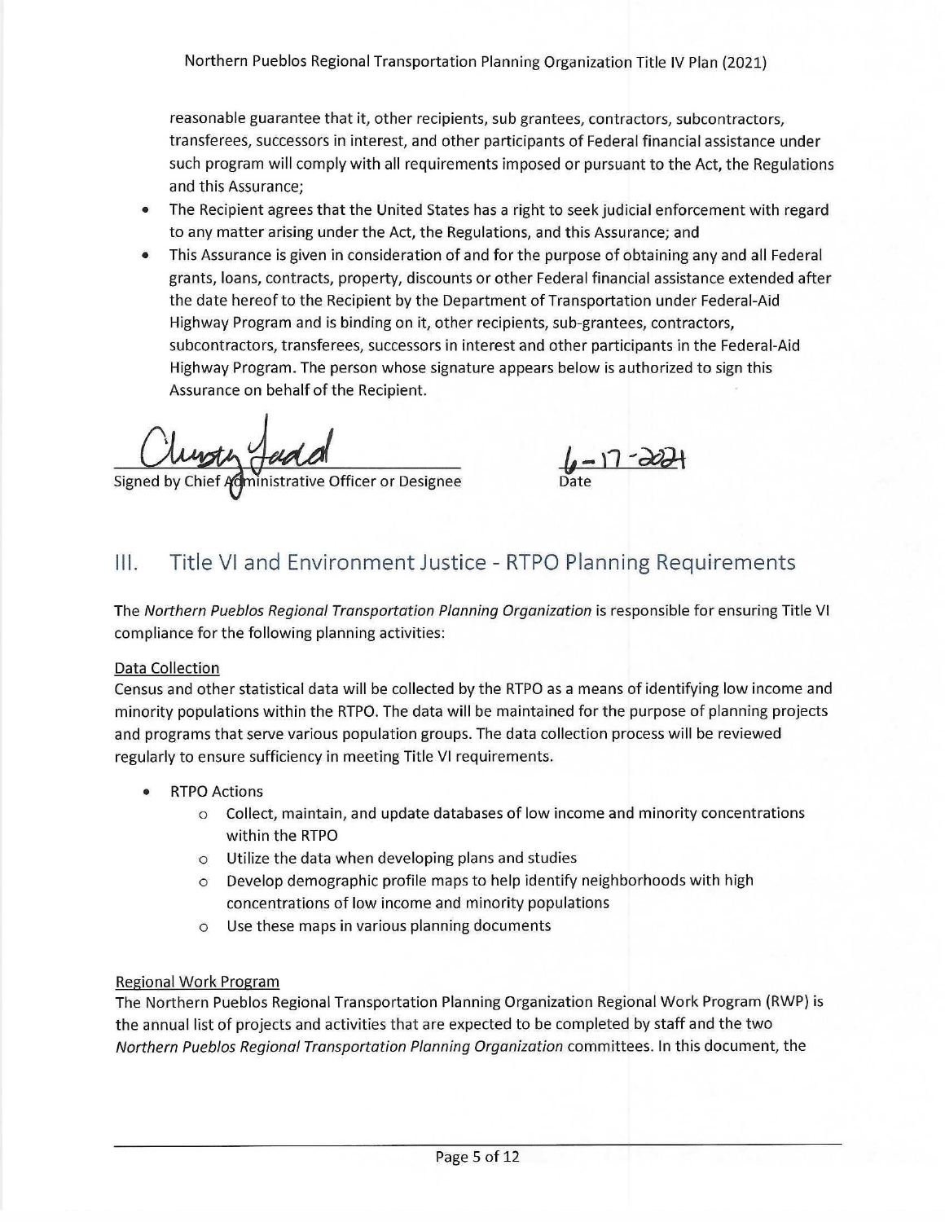reasonable guarantee that it, other recipients, sub grantees, contractors, subcontractors, transferees, successors in interest, and other participants of Federal financial assistance under such program will comply with all requirements imposed or pursuant to the Act, the Regulations and this Assurance;

- The Recipient agrees that the United States has a right to seek judicial enforcement with regard to any matter arising under the Act, the Regulations, and this Assurance; and
- This Assurance is given in consideration of and for the purpose of obtaining any and all Federal grants, loans, contracts, property, discounts or other Federal financial assistance extended after the date hereof to the Recipient by the Department of Transportation under Federal-Aid Highway Program and is binding on it, other recipients, sub-grantees, contractors, subcontractors, transferees, successors in interest and other participants in the Federal-Aid Highway Program. The person whose signature appears below is authorized to sign this Assurance on behalf of the Recipient.

Christy Judd
Signed by Chief Administrative Officer or Designee

6-17-2021
Date

## III. Title VI and Environment Justice - RTPO Planning Requirements

The *Northern Pueblos Regional Transportation Planning Organization* is responsible for ensuring Title VI compliance for the following planning activities:

Data Collection

Census and other statistical data will be collected by the RTPO as a means of identifying low income and minority populations within the RTPO. The data will be maintained for the purpose of planning projects and programs that serve various population groups. The data collection process will be reviewed regularly to ensure sufficiency in meeting Title VI requirements.

- RTPO Actions
  - Collect, maintain, and update databases of low income and minority concentrations within the RTPO
  - Utilize the data when developing plans and studies
  - Develop demographic profile maps to help identify neighborhoods with high concentrations of low income and minority populations
  - Use these maps in various planning documents

Regional Work Program

The Northern Pueblos Regional Transportation Planning Organization Regional Work Program (RWP) is the annual list of projects and activities that are expected to be completed by staff and the two *Northern Pueblos Regional Transportation Planning Organization* committees. In this document, the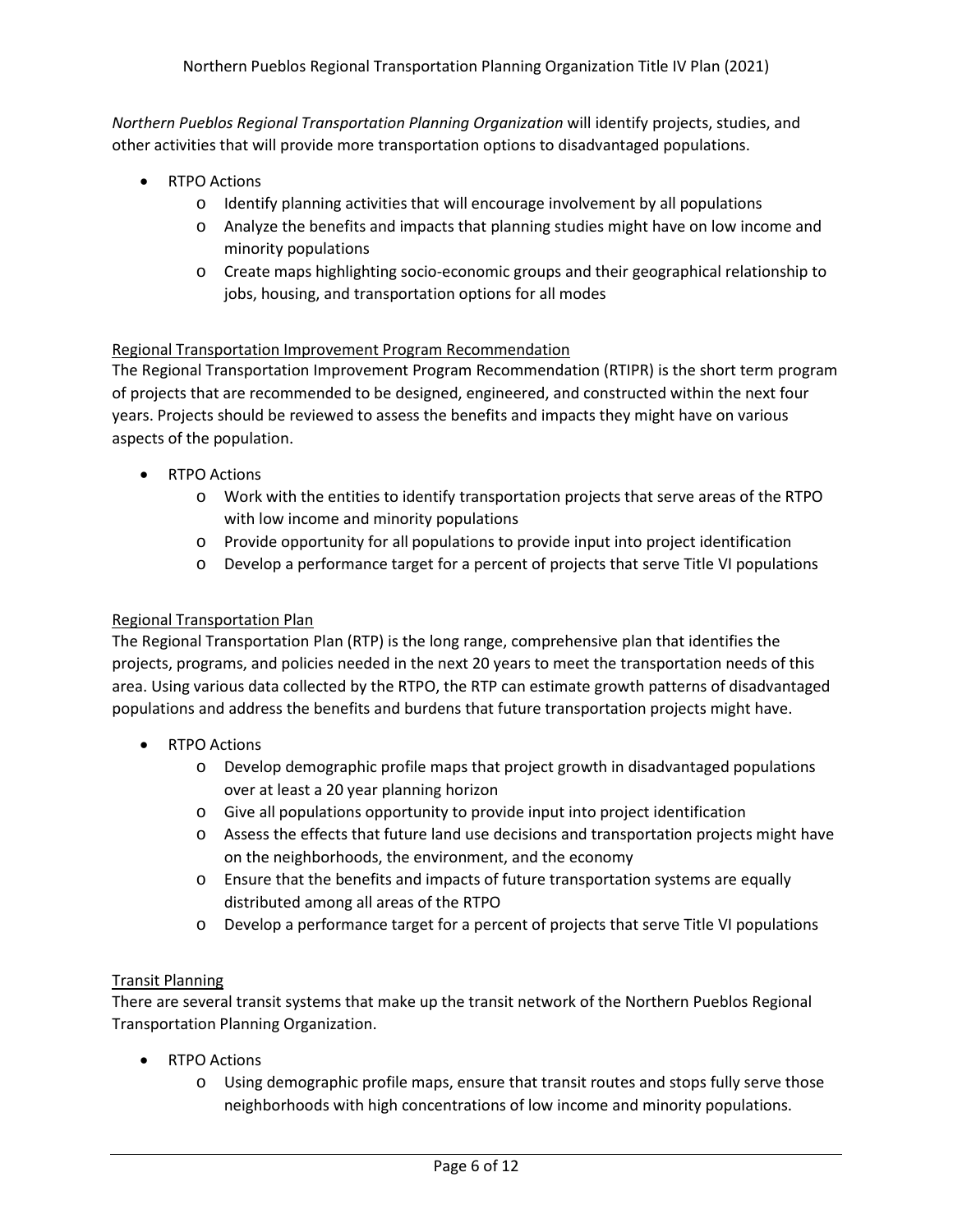*Northern Pueblos Regional Transportation Planning Organization* will identify projects, studies, and other activities that will provide more transportation options to disadvantaged populations.

- RTPO Actions
  - Identify planning activities that will encourage involvement by all populations
  - Analyze the benefits and impacts that planning studies might have on low income and minority populations
  - Create maps highlighting socio-economic groups and their geographical relationship to jobs, housing, and transportation options for all modes

<u>Regional Transportation Improvement Program Recommendation</u>

The Regional Transportation Improvement Program Recommendation (RTIPR) is the short term program of projects that are recommended to be designed, engineered, and constructed within the next four years. Projects should be reviewed to assess the benefits and impacts they might have on various aspects of the population.

- RTPO Actions
  - Work with the entities to identify transportation projects that serve areas of the RTPO with low income and minority populations
  - Provide opportunity for all populations to provide input into project identification
  - Develop a performance target for a percent of projects that serve Title VI populations

<u>Regional Transportation Plan</u>

The Regional Transportation Plan (RTP) is the long range, comprehensive plan that identifies the projects, programs, and policies needed in the next 20 years to meet the transportation needs of this area. Using various data collected by the RTPO, the RTP can estimate growth patterns of disadvantaged populations and address the benefits and burdens that future transportation projects might have.

- RTPO Actions
  - Develop demographic profile maps that project growth in disadvantaged populations over at least a 20 year planning horizon
  - Give all populations opportunity to provide input into project identification
  - Assess the effects that future land use decisions and transportation projects might have on the neighborhoods, the environment, and the economy
  - Ensure that the benefits and impacts of future transportation systems are equally distributed among all areas of the RTPO
  - Develop a performance target for a percent of projects that serve Title VI populations

<u>Transit Planning</u>

There are several transit systems that make up the transit network of the Northern Pueblos Regional Transportation Planning Organization.

- RTPO Actions
  - Using demographic profile maps, ensure that transit routes and stops fully serve those neighborhoods with high concentrations of low income and minority populations.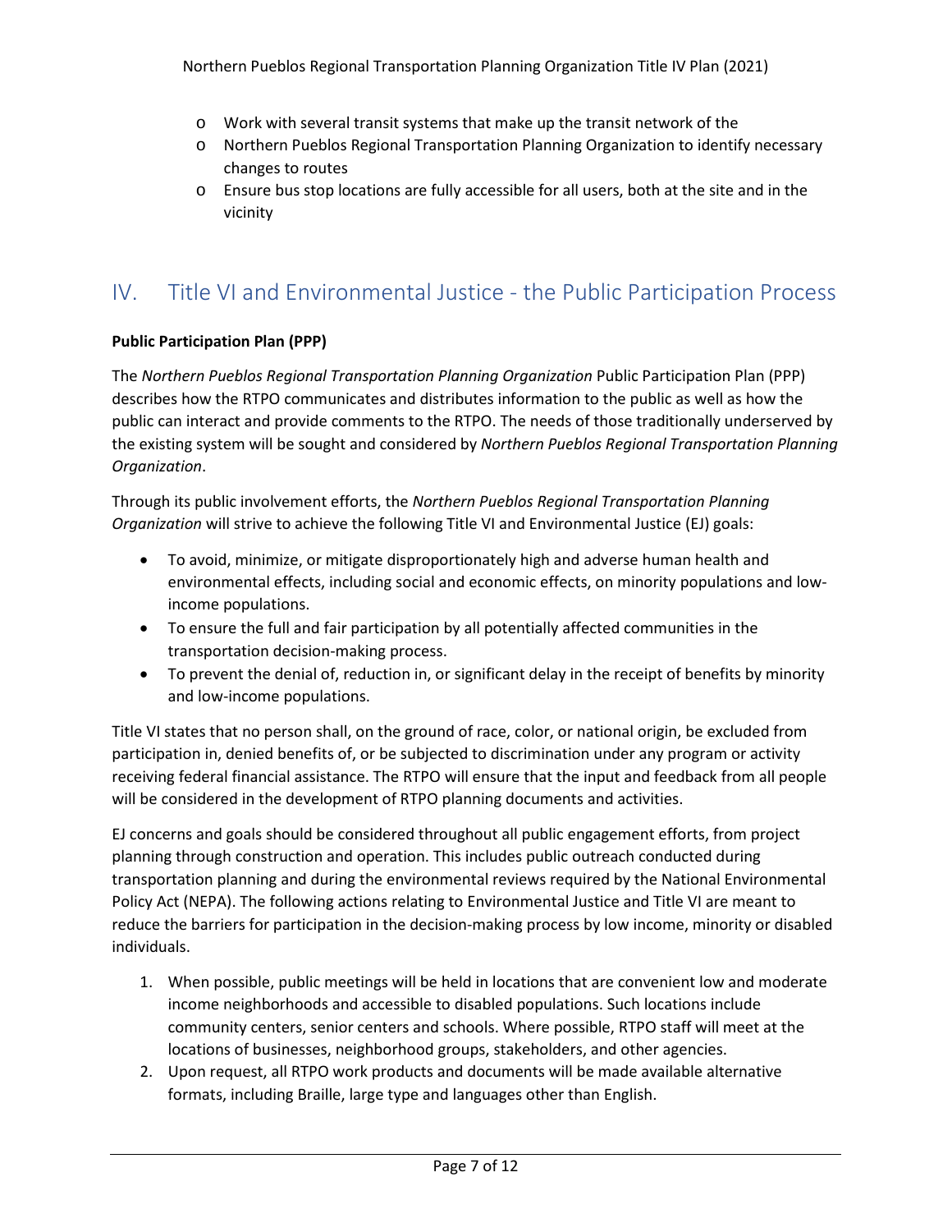- Work with several transit systems that make up the transit network of the
- Northern Pueblos Regional Transportation Planning Organization to identify necessary changes to routes
- Ensure bus stop locations are fully accessible for all users, both at the site and in the vicinity

## IV. Title VI and Environmental Justice - the Public Participation Process

**Public Participation Plan (PPP)**

The *Northern Pueblos Regional Transportation Planning Organization* Public Participation Plan (PPP) describes how the RTPO communicates and distributes information to the public as well as how the public can interact and provide comments to the RTPO. The needs of those traditionally underserved by the existing system will be sought and considered by *Northern Pueblos Regional Transportation Planning Organization*.

Through its public involvement efforts, the *Northern Pueblos Regional Transportation Planning Organization* will strive to achieve the following Title VI and Environmental Justice (EJ) goals:

- To avoid, minimize, or mitigate disproportionately high and adverse human health and environmental effects, including social and economic effects, on minority populations and low-income populations.
- To ensure the full and fair participation by all potentially affected communities in the transportation decision-making process.
- To prevent the denial of, reduction in, or significant delay in the receipt of benefits by minority and low-income populations.

Title VI states that no person shall, on the ground of race, color, or national origin, be excluded from participation in, denied benefits of, or be subjected to discrimination under any program or activity receiving federal financial assistance. The RTPO will ensure that the input and feedback from all people will be considered in the development of RTPO planning documents and activities.

EJ concerns and goals should be considered throughout all public engagement efforts, from project planning through construction and operation. This includes public outreach conducted during transportation planning and during the environmental reviews required by the National Environmental Policy Act (NEPA). The following actions relating to Environmental Justice and Title VI are meant to reduce the barriers for participation in the decision-making process by low income, minority or disabled individuals.

1. When possible, public meetings will be held in locations that are convenient low and moderate income neighborhoods and accessible to disabled populations. Such locations include community centers, senior centers and schools. Where possible, RTPO staff will meet at the locations of businesses, neighborhood groups, stakeholders, and other agencies.
2. Upon request, all RTPO work products and documents will be made available alternative formats, including Braille, large type and languages other than English.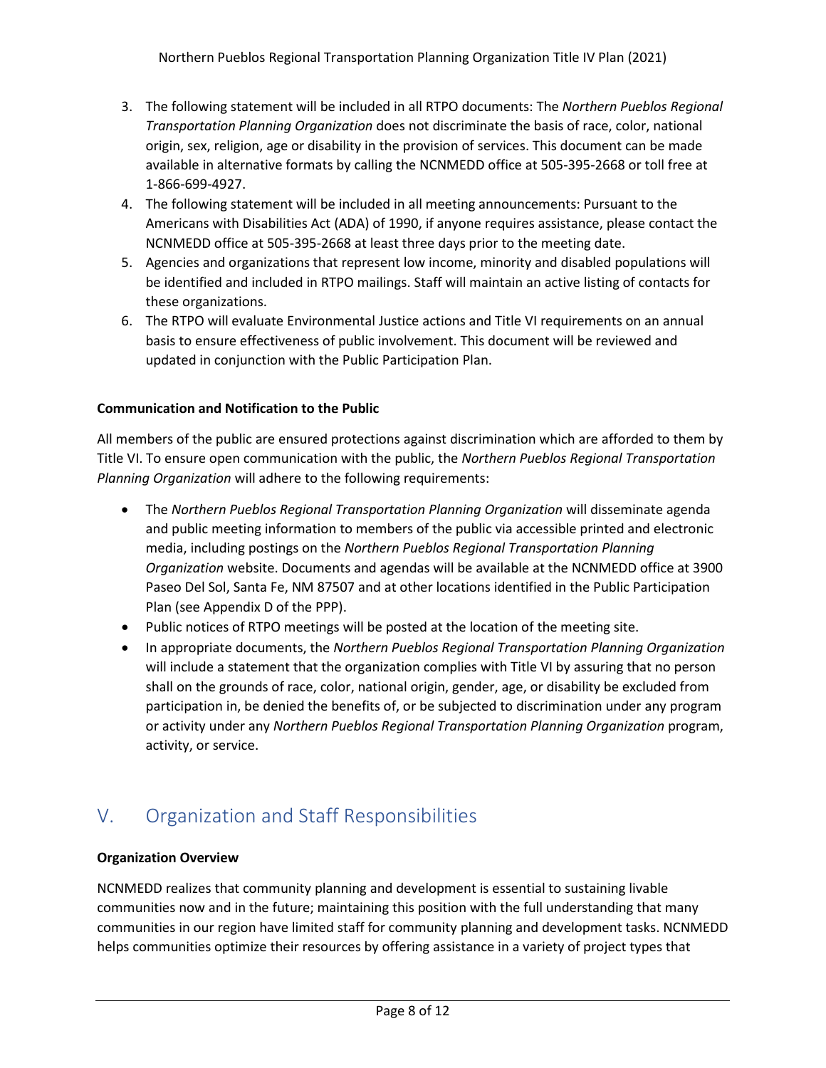3. The following statement will be included in all RTPO documents: The *Northern Pueblos Regional Transportation Planning Organization* does not discriminate the basis of race, color, national origin, sex, religion, age or disability in the provision of services. This document can be made available in alternative formats by calling the NCNMEDD office at 505-395-2668 or toll free at 1-866-699-4927.
4. The following statement will be included in all meeting announcements: Pursuant to the Americans with Disabilities Act (ADA) of 1990, if anyone requires assistance, please contact the NCNMEDD office at 505-395-2668 at least three days prior to the meeting date.
5. Agencies and organizations that represent low income, minority and disabled populations will be identified and included in RTPO mailings. Staff will maintain an active listing of contacts for these organizations.
6. The RTPO will evaluate Environmental Justice actions and Title VI requirements on an annual basis to ensure effectiveness of public involvement. This document will be reviewed and updated in conjunction with the Public Participation Plan.

**Communication and Notification to the Public**

All members of the public are ensured protections against discrimination which are afforded to them by Title VI. To ensure open communication with the public, the *Northern Pueblos Regional Transportation Planning Organization* will adhere to the following requirements:

- The *Northern Pueblos Regional Transportation Planning Organization* will disseminate agenda and public meeting information to members of the public via accessible printed and electronic media, including postings on the *Northern Pueblos Regional Transportation Planning Organization* website. Documents and agendas will be available at the NCNMEDD office at 3900 Paseo Del Sol, Santa Fe, NM 87507 and at other locations identified in the Public Participation Plan (see Appendix D of the PPP).
- Public notices of RTPO meetings will be posted at the location of the meeting site.
- In appropriate documents, the *Northern Pueblos Regional Transportation Planning Organization* will include a statement that the organization complies with Title VI by assuring that no person shall on the grounds of race, color, national origin, gender, age, or disability be excluded from participation in, be denied the benefits of, or be subjected to discrimination under any program or activity under any *Northern Pueblos Regional Transportation Planning Organization* program, activity, or service.

## V. Organization and Staff Responsibilities

**Organization Overview**

NCNMEDD realizes that community planning and development is essential to sustaining livable communities now and in the future; maintaining this position with the full understanding that many communities in our region have limited staff for community planning and development tasks. NCNMEDD helps communities optimize their resources by offering assistance in a variety of project types that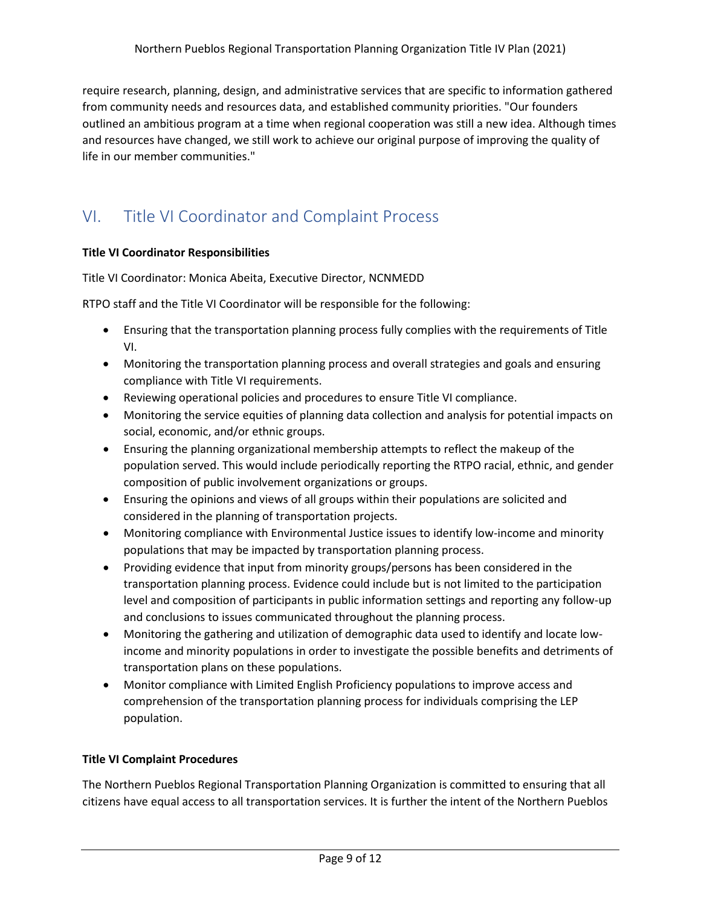require research, planning, design, and administrative services that are specific to information gathered from community needs and resources data, and established community priorities. "Our founders outlined an ambitious program at a time when regional cooperation was still a new idea. Although times and resources have changed, we still work to achieve our original purpose of improving the quality of life in our member communities."

## VI. Title VI Coordinator and Complaint Process

**Title VI Coordinator Responsibilities**

Title VI Coordinator: Monica Abeita, Executive Director, NCNMEDD

RTPO staff and the Title VI Coordinator will be responsible for the following:

- Ensuring that the transportation planning process fully complies with the requirements of Title VI.
- Monitoring the transportation planning process and overall strategies and goals and ensuring compliance with Title VI requirements.
- Reviewing operational policies and procedures to ensure Title VI compliance.
- Monitoring the service equities of planning data collection and analysis for potential impacts on social, economic, and/or ethnic groups.
- Ensuring the planning organizational membership attempts to reflect the makeup of the population served. This would include periodically reporting the RTPO racial, ethnic, and gender composition of public involvement organizations or groups.
- Ensuring the opinions and views of all groups within their populations are solicited and considered in the planning of transportation projects.
- Monitoring compliance with Environmental Justice issues to identify low-income and minority populations that may be impacted by transportation planning process.
- Providing evidence that input from minority groups/persons has been considered in the transportation planning process. Evidence could include but is not limited to the participation level and composition of participants in public information settings and reporting any follow-up and conclusions to issues communicated throughout the planning process.
- Monitoring the gathering and utilization of demographic data used to identify and locate low-income and minority populations in order to investigate the possible benefits and detriments of transportation plans on these populations.
- Monitor compliance with Limited English Proficiency populations to improve access and comprehension of the transportation planning process for individuals comprising the LEP population.

**Title VI Complaint Procedures**

The Northern Pueblos Regional Transportation Planning Organization is committed to ensuring that all citizens have equal access to all transportation services. It is further the intent of the Northern Pueblos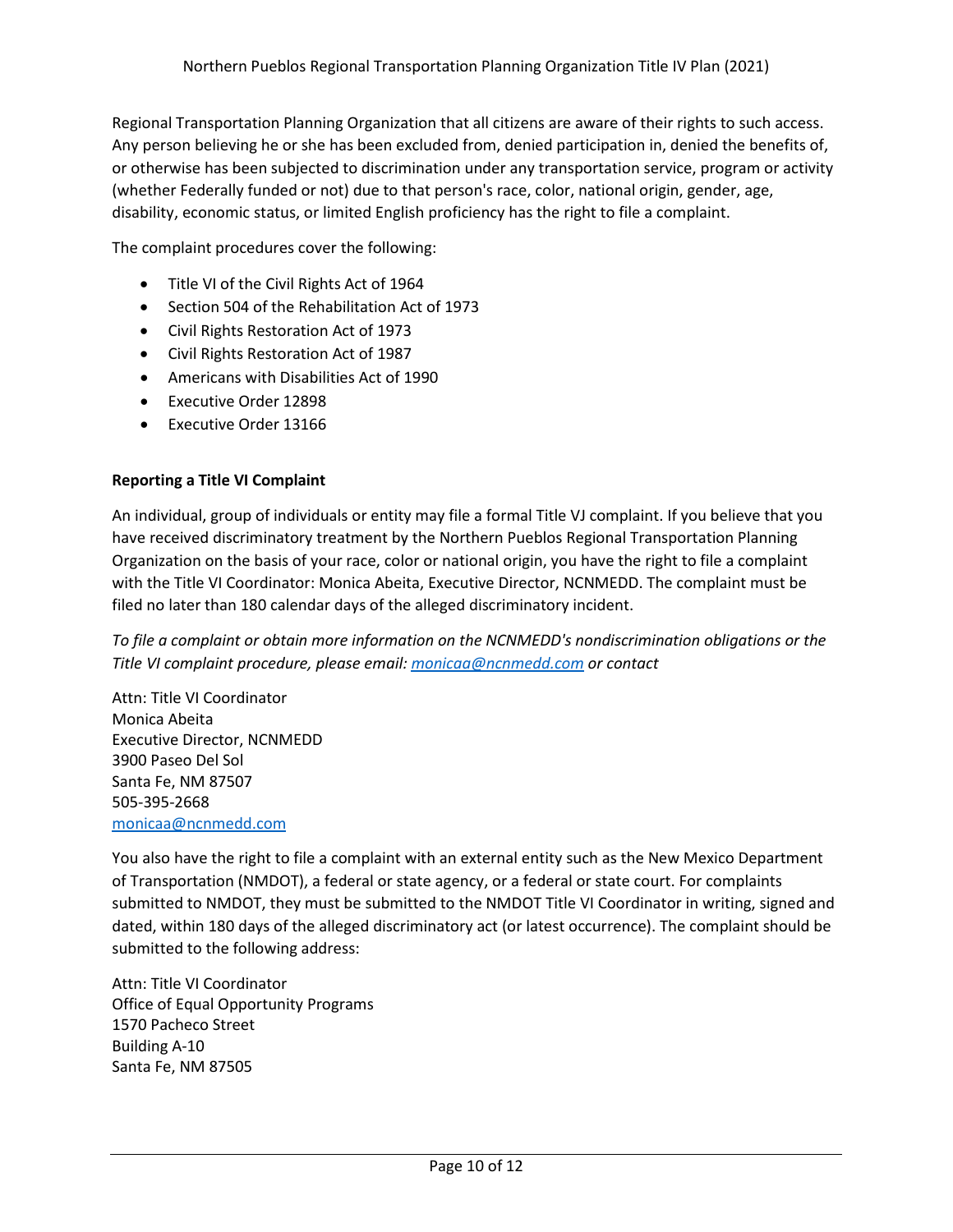Regional Transportation Planning Organization that all citizens are aware of their rights to such access. Any person believing he or she has been excluded from, denied participation in, denied the benefits of, or otherwise has been subjected to discrimination under any transportation service, program or activity (whether Federally funded or not) due to that person's race, color, national origin, gender, age, disability, economic status, or limited English proficiency has the right to file a complaint.

The complaint procedures cover the following:

- Title VI of the Civil Rights Act of 1964
- Section 504 of the Rehabilitation Act of 1973
- Civil Rights Restoration Act of 1973
- Civil Rights Restoration Act of 1987
- Americans with Disabilities Act of 1990
- Executive Order 12898
- Executive Order 13166

**Reporting a Title VI Complaint**

An individual, group of individuals or entity may file a formal Title VJ complaint. If you believe that you have received discriminatory treatment by the Northern Pueblos Regional Transportation Planning Organization on the basis of your race, color or national origin, you have the right to file a complaint with the Title VI Coordinator: Monica Abeita, Executive Director, NCNMEDD. The complaint must be filed no later than 180 calendar days of the alleged discriminatory incident.

*To file a complaint or obtain more information on the NCNMEDD's nondiscrimination obligations or the Title VI complaint procedure, please email: [monicaa@ncnmedd.com](mailto:monicaa@ncnmedd.com) or contact*

Attn: Title VI Coordinator
Monica Abeita
Executive Director, NCNMEDD
3900 Paseo Del Sol
Santa Fe, NM 87507
505-395-2668
[monicaa@ncnmedd.com](mailto:monicaa@ncnmedd.com)

You also have the right to file a complaint with an external entity such as the New Mexico Department of Transportation (NMDOT), a federal or state agency, or a federal or state court. For complaints submitted to NMDOT, they must be submitted to the NMDOT Title VI Coordinator in writing, signed and dated, within 180 days of the alleged discriminatory act (or latest occurrence). The complaint should be submitted to the following address:

Attn: Title VI Coordinator
Office of Equal Opportunity Programs
1570 Pacheco Street
Building A-10
Santa Fe, NM 87505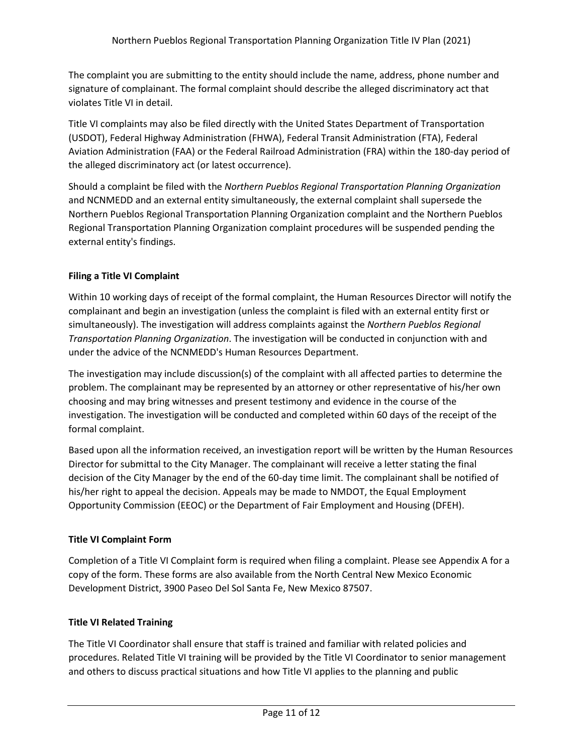The complaint you are submitting to the entity should include the name, address, phone number and signature of complainant. The formal complaint should describe the alleged discriminatory act that violates Title VI in detail.

Title VI complaints may also be filed directly with the United States Department of Transportation (USDOT), Federal Highway Administration (FHWA), Federal Transit Administration (FTA), Federal Aviation Administration (FAA) or the Federal Railroad Administration (FRA) within the 180-day period of the alleged discriminatory act (or latest occurrence).

Should a complaint be filed with the *Northern Pueblos Regional Transportation Planning Organization* and NCNMEDD and an external entity simultaneously, the external complaint shall supersede the Northern Pueblos Regional Transportation Planning Organization complaint and the Northern Pueblos Regional Transportation Planning Organization complaint procedures will be suspended pending the external entity's findings.

**Filing a Title VI Complaint**

Within 10 working days of receipt of the formal complaint, the Human Resources Director will notify the complainant and begin an investigation (unless the complaint is filed with an external entity first or simultaneously). The investigation will address complaints against the *Northern Pueblos Regional Transportation Planning Organization*. The investigation will be conducted in conjunction with and under the advice of the NCNMEDD's Human Resources Department.

The investigation may include discussion(s) of the complaint with all affected parties to determine the problem. The complainant may be represented by an attorney or other representative of his/her own choosing and may bring witnesses and present testimony and evidence in the course of the investigation. The investigation will be conducted and completed within 60 days of the receipt of the formal complaint.

Based upon all the information received, an investigation report will be written by the Human Resources Director for submittal to the City Manager. The complainant will receive a letter stating the final decision of the City Manager by the end of the 60-day time limit. The complainant shall be notified of his/her right to appeal the decision. Appeals may be made to NMDOT, the Equal Employment Opportunity Commission (EEOC) or the Department of Fair Employment and Housing (DFEH).

**Title VI Complaint Form**

Completion of a Title VI Complaint form is required when filing a complaint. Please see Appendix A for a copy of the form. These forms are also available from the North Central New Mexico Economic Development District, 3900 Paseo Del Sol Santa Fe, New Mexico 87507.

**Title VI Related Training**

The Title VI Coordinator shall ensure that staff is trained and familiar with related policies and procedures. Related Title VI training will be provided by the Title VI Coordinator to senior management and others to discuss practical situations and how Title VI applies to the planning and public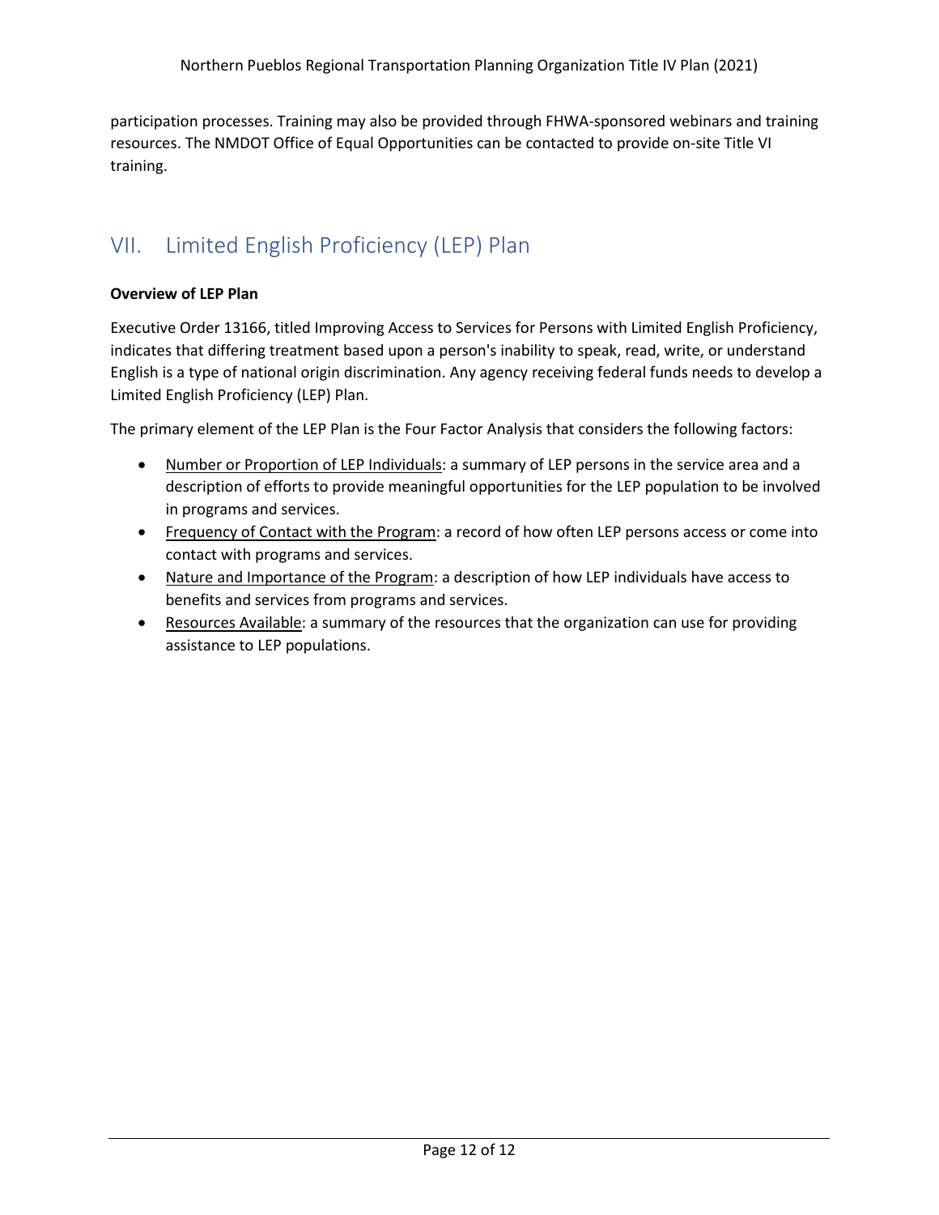participation processes. Training may also be provided through FHWA-sponsored webinars and training resources. The NMDOT Office of Equal Opportunities can be contacted to provide on-site Title VI training.

## VII. Limited English Proficiency (LEP) Plan

**Overview of LEP Plan**

Executive Order 13166, titled Improving Access to Services for Persons with Limited English Proficiency, indicates that differing treatment based upon a person's inability to speak, read, write, or understand English is a type of national origin discrimination. Any agency receiving federal funds needs to develop a Limited English Proficiency (LEP) Plan.

The primary element of the LEP Plan is the Four Factor Analysis that considers the following factors:

- <u>Number or Proportion of LEP Individuals</u>: a summary of LEP persons in the service area and a description of efforts to provide meaningful opportunities for the LEP population to be involved in programs and services.
- <u>Frequency of Contact with the Program</u>: a record of how often LEP persons access or come into contact with programs and services.
- <u>Nature and Importance of the Program</u>: a description of how LEP individuals have access to benefits and services from programs and services.
- <u>Resources Available</u>: a summary of the resources that the organization can use for providing assistance to LEP populations.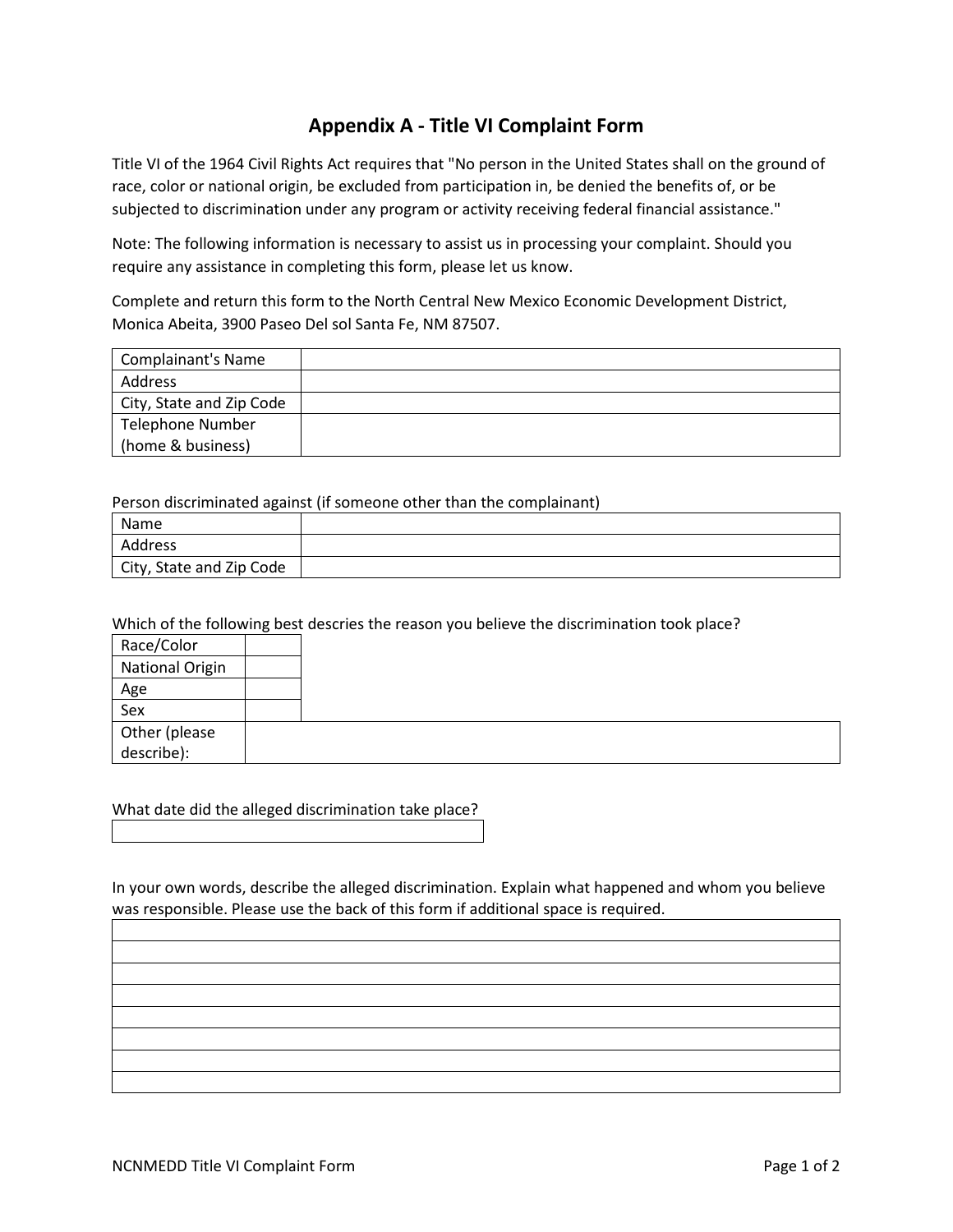# Appendix A - Title VI Complaint Form

Title VI of the 1964 Civil Rights Act requires that "No person in the United States shall on the ground of race, color or national origin, be excluded from participation in, be denied the benefits of, or be subjected to discrimination under any program or activity receiving federal financial assistance."

Note: The following information is necessary to assist us in processing your complaint. Should you require any assistance in completing this form, please let us know.

Complete and return this form to the North Central New Mexico Economic Development District, Monica Abeita, 3900 Paseo Del sol Santa Fe, NM 87507.

| Complainant's Name | |
|---|---|
| Address | |
| City, State and Zip Code | |
| Telephone Number (home & business) | |

Person discriminated against (if someone other than the complainant)

| Name | |
|---|---|
| Address | |
| City, State and Zip Code | |

Which of the following best descries the reason you believe the discrimination took place?

| Race/Color | |
|---|---|
| National Origin | |
| Age | |
| Sex | |
| Other (please describe): | |

What date did the alleged discrimination take place?

| |
|---|

In your own words, describe the alleged discrimination. Explain what happened and whom you believe was responsible. Please use the back of this form if additional space is required.

| |
|---|
| |
| |
| |
| |
| |
| |
| |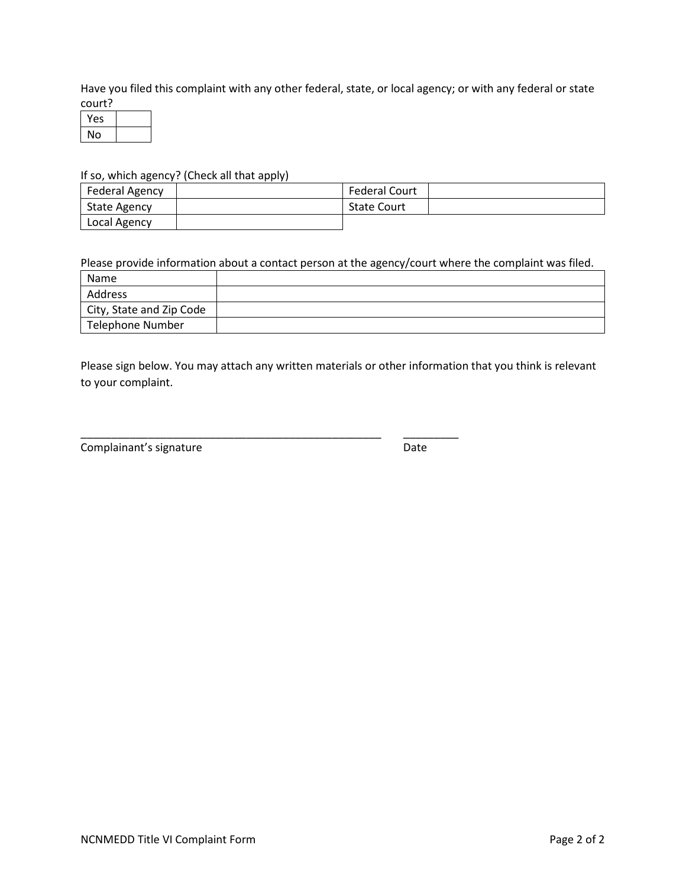Have you filed this complaint with any other federal, state, or local agency; or with any federal or state court?

| | |
|---|---|
| Yes | |
| No | |

If so, which agency? (Check all that apply)

| | | | |
|---|---|---|---|
| Federal Agency | | Federal Court | |
| State Agency | | State Court | |
| Local Agency | | | |

Please provide information about a contact person at the agency/court where the complaint was filed.

| | |
|---|---|
| Name | |
| Address | |
| City, State and Zip Code | |
| Telephone Number | |

Please sign below. You may attach any written materials or other information that you think is relevant to your complaint.

\_\_\_\_\_\_\_\_\_\_\_\_\_\_\_\_\_\_\_\_\_\_\_\_\_\_\_\_\_\_\_\_\_\_\_\_\_\_\_\_\_\_\_\_\_\_\_\_ \_\_\_\_\_\_\_\_\_
Complainant's signature Date